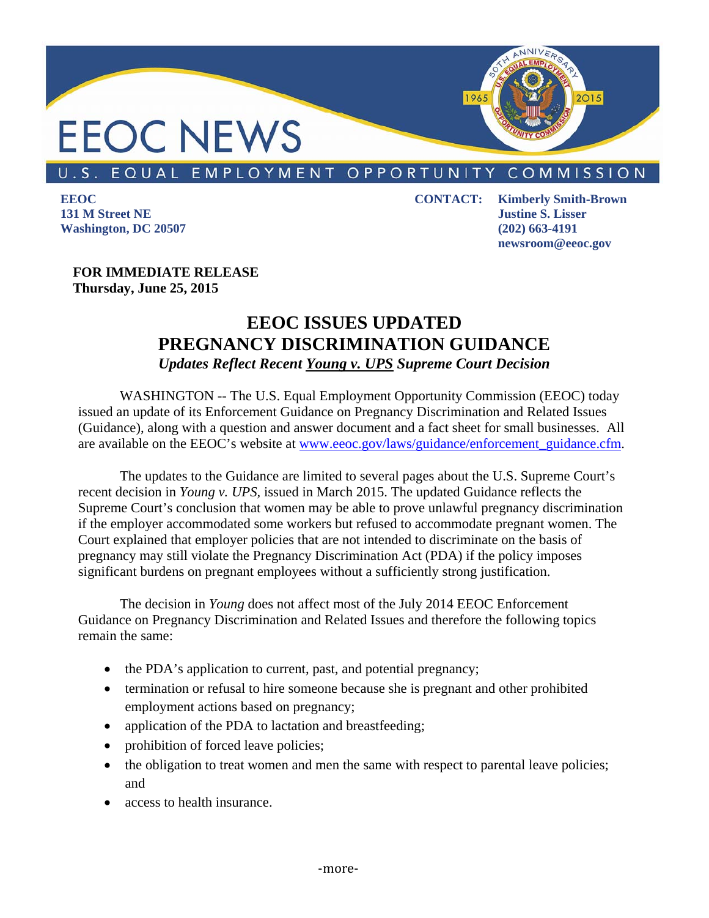# EEOC NEWS

U.S. EQUAL EMPLOYMENT OPPORTUNITY COMMISSION

**EEOC**
**131 M Street NE**
**Washington, DC 20507**

**CONTACT:** **Kimberly Smith-Brown**
**Justine S. Lisser**
**(202) 663-4191**
**newsroom@eeoc.gov**

**FOR IMMEDIATE RELEASE**
**Thursday, June 25, 2015**

## EEOC ISSUES UPDATED PREGNANCY DISCRIMINATION GUIDANCE

***Updates Reflect Recent Young v. UPS Supreme Court Decision***

WASHINGTON -- The U.S. Equal Employment Opportunity Commission (EEOC) today issued an update of its Enforcement Guidance on Pregnancy Discrimination and Related Issues (Guidance), along with a question and answer document and a fact sheet for small businesses. All are available on the EEOC's website at www.eeoc.gov/laws/guidance/enforcement_guidance.cfm.

The updates to the Guidance are limited to several pages about the U.S. Supreme Court's recent decision in *Young v. UPS*, issued in March 2015. The updated Guidance reflects the Supreme Court's conclusion that women may be able to prove unlawful pregnancy discrimination if the employer accommodated some workers but refused to accommodate pregnant women. The Court explained that employer policies that are not intended to discriminate on the basis of pregnancy may still violate the Pregnancy Discrimination Act (PDA) if the policy imposes significant burdens on pregnant employees without a sufficiently strong justification.

The decision in *Young* does not affect most of the July 2014 EEOC Enforcement Guidance on Pregnancy Discrimination and Related Issues and therefore the following topics remain the same:

- the PDA's application to current, past, and potential pregnancy;
- termination or refusal to hire someone because she is pregnant and other prohibited employment actions based on pregnancy;
- application of the PDA to lactation and breastfeeding;
- prohibition of forced leave policies;
- the obligation to treat women and men the same with respect to parental leave policies; and
- access to health insurance.

-more-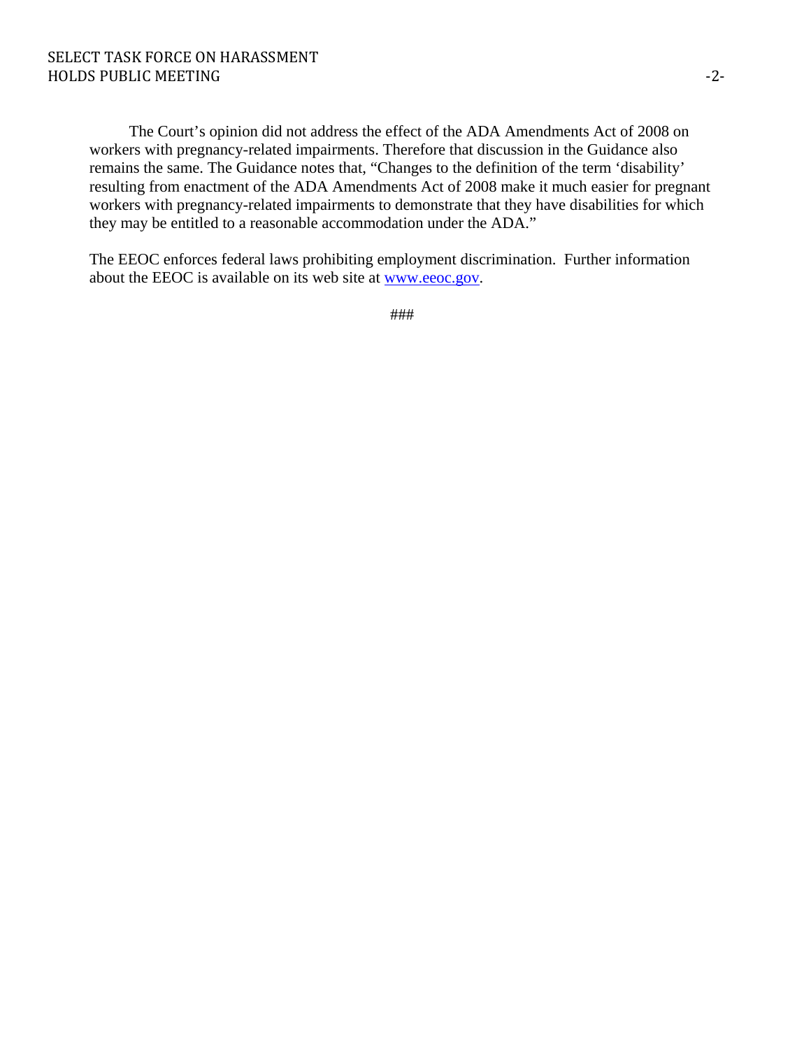The Court's opinion did not address the effect of the ADA Amendments Act of 2008 on workers with pregnancy-related impairments. Therefore that discussion in the Guidance also remains the same. The Guidance notes that, "Changes to the definition of the term 'disability' resulting from enactment of the ADA Amendments Act of 2008 make it much easier for pregnant workers with pregnancy-related impairments to demonstrate that they have disabilities for which they may be entitled to a reasonable accommodation under the ADA."

The EEOC enforces federal laws prohibiting employment discrimination. Further information about the EEOC is available on its web site at [www.eeoc.gov](http://www.eeoc.gov).

###